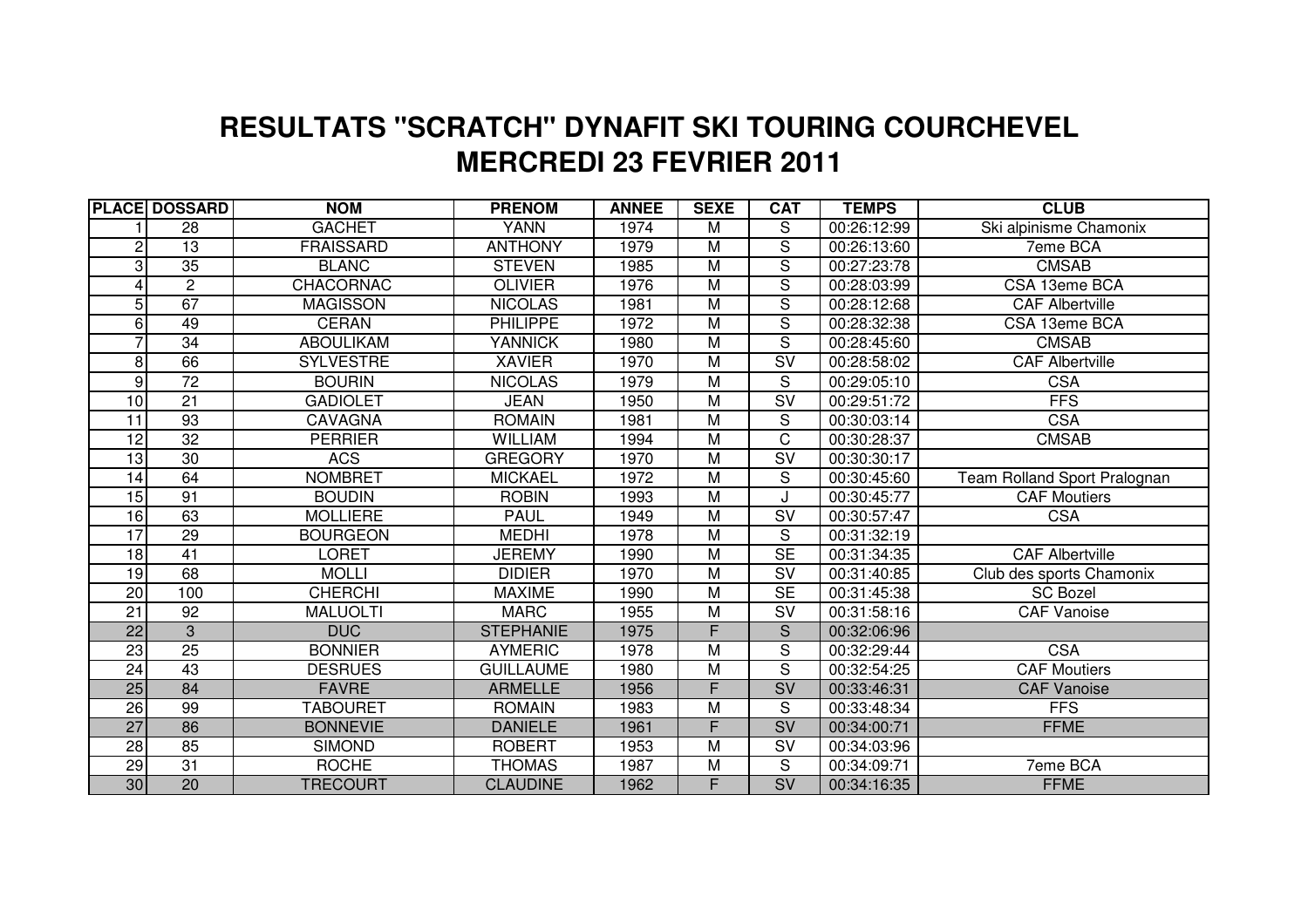# RESULTATS "SCRATCH" DYNAFIT SKI TOURING COURCHEVEL
# MERCREDI 23 FEVRIER 2011

| PLACE | DOSSARD | NOM | PRENOM | ANNEE | SEXE | CAT | TEMPS | CLUB |
|---|---|---|---|---|---|---|---|---|
| 1 | 28 | GACHET | YANN | 1974 | M | S | 00:26:12:99 | Ski alpinisme Chamonix |
| 2 | 13 | FRAISSARD | ANTHONY | 1979 | M | S | 00:26:13:60 | 7eme BCA |
| 3 | 35 | BLANC | STEVEN | 1985 | M | S | 00:27:23:78 | CMSAB |
| 4 | 2 | CHACORNAC | OLIVIER | 1976 | M | S | 00:28:03:99 | CSA 13eme BCA |
| 5 | 67 | MAGISSON | NICOLAS | 1981 | M | S | 00:28:12:68 | CAF Albertville |
| 6 | 49 | CERAN | PHILIPPE | 1972 | M | S | 00:28:32:38 | CSA 13eme BCA |
| 7 | 34 | ABOULIKAM | YANNICK | 1980 | M | S | 00:28:45:60 | CMSAB |
| 8 | 66 | SYLVESTRE | XAVIER | 1970 | M | SV | 00:28:58:02 | CAF Albertville |
| 9 | 72 | BOURIN | NICOLAS | 1979 | M | S | 00:29:05:10 | CSA |
| 10 | 21 | GADIOLET | JEAN | 1950 | M | SV | 00:29:51:72 | FFS |
| 11 | 93 | CAVAGNA | ROMAIN | 1981 | M | S | 00:30:03:14 | CSA |
| 12 | 32 | PERRIER | WILLIAM | 1994 | M | C | 00:30:28:37 | CMSAB |
| 13 | 30 | ACS | GREGORY | 1970 | M | SV | 00:30:30:17 | |
| 14 | 64 | NOMBRET | MICKAEL | 1972 | M | S | 00:30:45:60 | Team Rolland Sport Pralognan |
| 15 | 91 | BOUDIN | ROBIN | 1993 | M | J | 00:30:45:77 | CAF Moutiers |
| 16 | 63 | MOLLIERE | PAUL | 1949 | M | SV | 00:30:57:47 | CSA |
| 17 | 29 | BOURGEON | MEDHI | 1978 | M | S | 00:31:32:19 | |
| 18 | 41 | LORET | JEREMY | 1990 | M | SE | 00:31:34:35 | CAF Albertville |
| 19 | 68 | MOLLI | DIDIER | 1970 | M | SV | 00:31:40:85 | Club des sports Chamonix |
| 20 | 100 | CHERCHI | MAXIME | 1990 | M | SE | 00:31:45:38 | SC Bozel |
| 21 | 92 | MALUOLTI | MARC | 1955 | M | SV | 00:31:58:16 | CAF Vanoise |
| 22 | 3 | DUC | STEPHANIE | 1975 | F | S | 00:32:06:96 | |
| 23 | 25 | BONNIER | AYMERIC | 1978 | M | S | 00:32:29:44 | CSA |
| 24 | 43 | DESRUES | GUILLAUME | 1980 | M | S | 00:32:54:25 | CAF Moutiers |
| 25 | 84 | FAVRE | ARMELLE | 1956 | F | SV | 00:33:46:31 | CAF Vanoise |
| 26 | 99 | TABOURET | ROMAIN | 1983 | M | S | 00:33:48:34 | FFS |
| 27 | 86 | BONNEVIE | DANIELE | 1961 | F | SV | 00:34:00:71 | FFME |
| 28 | 85 | SIMOND | ROBERT | 1953 | M | SV | 00:34:03:96 | |
| 29 | 31 | ROCHE | THOMAS | 1987 | M | S | 00:34:09:71 | 7eme BCA |
| 30 | 20 | TRECOURT | CLAUDINE | 1962 | F | SV | 00:34:16:35 | FFME |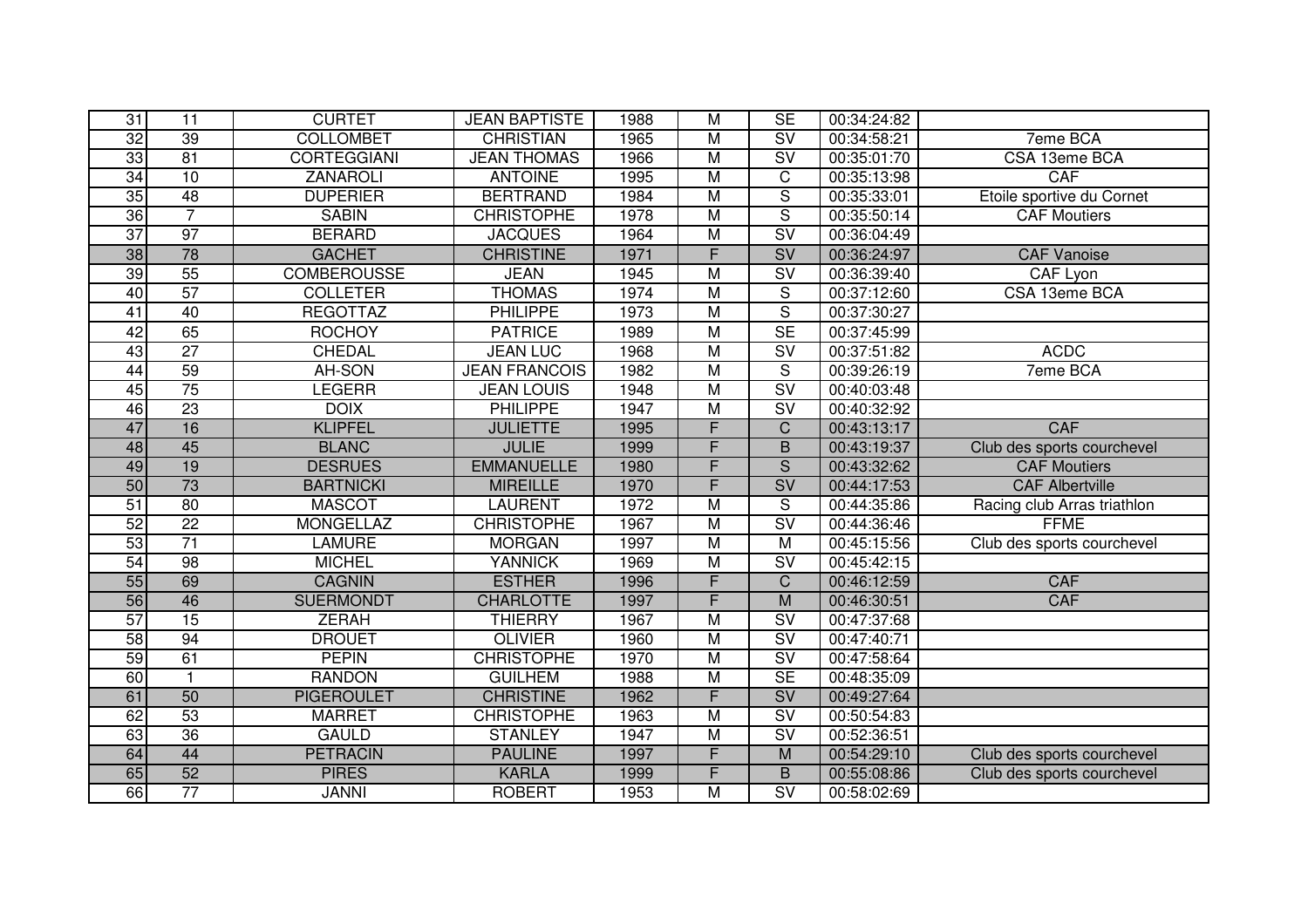| 31 | 11 | CURTET | JEAN BAPTISTE | 1988 | M | SE | 00:34:24:82 | |
|---|---|---|---|---|---|---|---|---|
| 32 | 39 | COLLOMBET | CHRISTIAN | 1965 | M | SV | 00:34:58:21 | 7eme BCA |
| 33 | 81 | CORTEGGIANI | JEAN THOMAS | 1966 | M | SV | 00:35:01:70 | CSA 13eme BCA |
| 34 | 10 | ZANAROLI | ANTOINE | 1995 | M | C | 00:35:13:98 | CAF |
| 35 | 48 | DUPERIER | BERTRAND | 1984 | M | S | 00:35:33:01 | Etoile sportive du Cornet |
| 36 | 7 | SABIN | CHRISTOPHE | 1978 | M | S | 00:35:50:14 | CAF Moutiers |
| 37 | 97 | BERARD | JACQUES | 1964 | M | SV | 00:36:04:49 | |
| 38 | 78 | GACHET | CHRISTINE | 1971 | F | SV | 00:36:24:97 | CAF Vanoise |
| 39 | 55 | COMBEROUSSE | JEAN | 1945 | M | SV | 00:36:39:40 | CAF Lyon |
| 40 | 57 | COLLETER | THOMAS | 1974 | M | S | 00:37:12:60 | CSA 13eme BCA |
| 41 | 40 | REGOTTAZ | PHILIPPE | 1973 | M | S | 00:37:30:27 | |
| 42 | 65 | ROCHOY | PATRICE | 1989 | M | SE | 00:37:45:99 | |
| 43 | 27 | CHEDAL | JEAN LUC | 1968 | M | SV | 00:37:51:82 | ACDC |
| 44 | 59 | AH-SON | JEAN FRANCOIS | 1982 | M | S | 00:39:26:19 | 7eme BCA |
| 45 | 75 | LEGERR | JEAN LOUIS | 1948 | M | SV | 00:40:03:48 | |
| 46 | 23 | DOIX | PHILIPPE | 1947 | M | SV | 00:40:32:92 | |
| 47 | 16 | KLIPFEL | JULIETTE | 1995 | F | C | 00:43:13:17 | CAF |
| 48 | 45 | BLANC | JULIE | 1999 | F | B | 00:43:19:37 | Club des sports courchevel |
| 49 | 19 | DESRUES | EMMANUELLE | 1980 | F | S | 00:43:32:62 | CAF Moutiers |
| 50 | 73 | BARTNICKI | MIREILLE | 1970 | F | SV | 00:44:17:53 | CAF Albertville |
| 51 | 80 | MASCOT | LAURENT | 1972 | M | S | 00:44:35:86 | Racing club Arras triathlon |
| 52 | 22 | MONGELLAZ | CHRISTOPHE | 1967 | M | SV | 00:44:36:46 | FFME |
| 53 | 71 | LAMURE | MORGAN | 1997 | M | M | 00:45:15:56 | Club des sports courchevel |
| 54 | 98 | MICHEL | YANNICK | 1969 | M | SV | 00:45:42:15 | |
| 55 | 69 | CAGNIN | ESTHER | 1996 | F | C | 00:46:12:59 | CAF |
| 56 | 46 | SUERMONDT | CHARLOTTE | 1997 | F | M | 00:46:30:51 | CAF |
| 57 | 15 | ZERAH | THIERRY | 1967 | M | SV | 00:47:37:68 | |
| 58 | 94 | DROUET | OLIVIER | 1960 | M | SV | 00:47:40:71 | |
| 59 | 61 | PEPIN | CHRISTOPHE | 1970 | M | SV | 00:47:58:64 | |
| 60 | 1 | RANDON | GUILHEM | 1988 | M | SE | 00:48:35:09 | |
| 61 | 50 | PIGEROULET | CHRISTINE | 1962 | F | SV | 00:49:27:64 | |
| 62 | 53 | MARRET | CHRISTOPHE | 1963 | M | SV | 00:50:54:83 | |
| 63 | 36 | GAULD | STANLEY | 1947 | M | SV | 00:52:36:51 | |
| 64 | 44 | PETRACIN | PAULINE | 1997 | F | M | 00:54:29:10 | Club des sports courchevel |
| 65 | 52 | PIRES | KARLA | 1999 | F | B | 00:55:08:86 | Club des sports courchevel |
| 66 | 77 | JANNI | ROBERT | 1953 | M | SV | 00:58:02:69 | |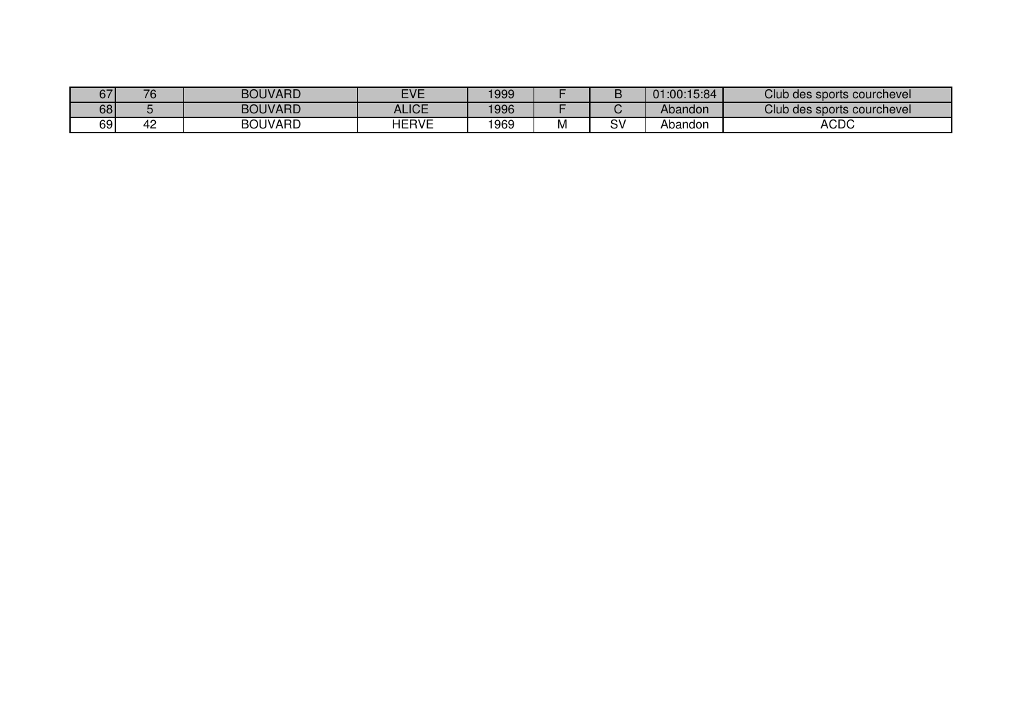| | | | | | | | | |
|---|---|---|---|---|---|---|---|---|
| 67 | 76 | BOUVARD | EVE | 1999 | F | B | 01:00:15:84 | Club des sports courchevel |
| 68 | 5 | BOUVARD | ALICE | 1996 | F | C | Abandon | Club des sports courchevel |
| 69 | 42 | BOUVARD | HERVE | 1969 | M | SV | Abandon | ACDC |